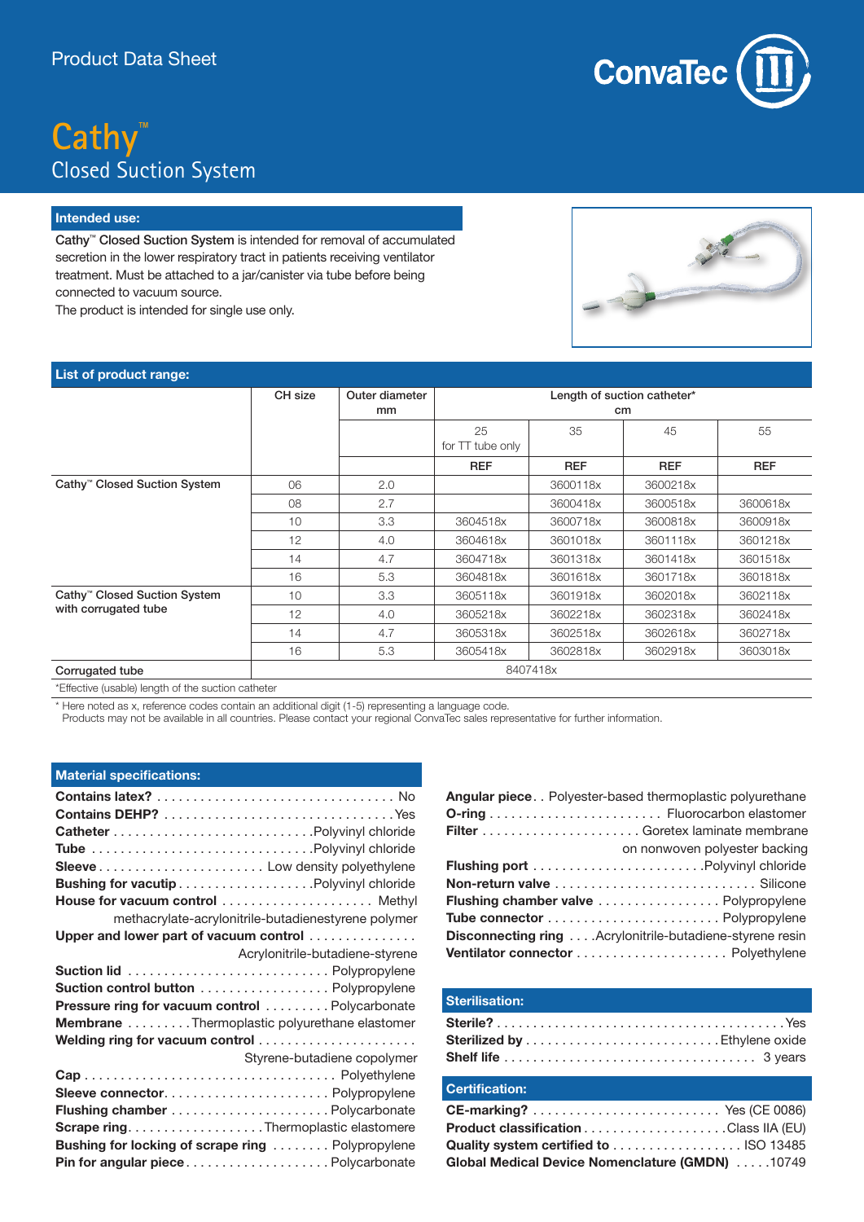Product Data Sheet

# Cathy™
## Closed Suction System

### Intended use:

**Cathy™ Closed Suction System** is intended for removal of accumulated secretion in the lower respiratory tract in patients receiving ventilator treatment. Must be attached to a jar/canister via tube before being connected to vacuum source.
The product is intended for single use only.

### List of product range:

| | CH size | Outer diameter mm | Length of suction catheter* cm | | | |
|---|---|---|---|---|---|---|
| | | | 25 for TT tube only | 35 | 45 | 55 |
| | | | REF | REF | REF | REF |
| Cathy™ Closed Suction System | 06 | 2.0 | | 3600118x | 3600218x | |
| | 08 | 2.7 | | 3600418x | 3600518x | 3600618x |
| | 10 | 3.3 | 3604518x | 3600718x | 3600818x | 3600918x |
| | 12 | 4.0 | 3604618x | 3601018x | 3601118x | 3601218x |
| | 14 | 4.7 | 3604718x | 3601318x | 3601418x | 3601518x |
| | 16 | 5.3 | 3604818x | 3601618x | 3601718x | 3601818x |
| Cathy™ Closed Suction System with corrugated tube | 10 | 3.3 | 3605118x | 3601918x | 3602018x | 3602118x |
| | 12 | 4.0 | 3605218x | 3602218x | 3602318x | 3602418x |
| | 14 | 4.7 | 3605318x | 3602518x | 3602618x | 3602718x |
| | 16 | 5.3 | 3605418x | 3602818x | 3602918x | 3603018x |
| Corrugated tube | 8407418x | | | | | |

*Effective (usable) length of the suction catheter

\* Here noted as x, reference codes contain an additional digit (1-5) representing a language code.
Products may not be available in all countries. Please contact your regional ConvaTec sales representative for further information.

### Material specifications:

- **Contains latex?** No
- **Contains DEHP?** Yes
- **Catheter** Polyvinyl chloride
- **Tube** Polyvinyl chloride
- **Sleeve** Low density polyethylene
- **Bushing for vacutip** Polyvinyl chloride
- **House for vacuum control** Methyl methacrylate-acrylonitrile-butadienestyrene polymer
- **Upper and lower part of vacuum control** Acrylonitrile-butadiene-styrene
- **Suction lid** Polypropylene
- **Suction control button** Polypropylene
- **Pressure ring for vacuum control** Polycarbonate
- **Membrane** Thermoplastic polyurethane elastomer
- **Welding ring for vacuum control** Styrene-butadiene copolymer
- **Cap** Polyethylene
- **Sleeve connector** Polypropylene
- **Flushing chamber** Polycarbonate
- **Scrape ring** Thermoplastic elastomere
- **Bushing for locking of scrape ring** Polypropylene
- **Pin for angular piece** Polycarbonate
- **Angular piece** Polyester-based thermoplastic polyurethane
- **O-ring** Fluorocarbon elastomer
- **Filter** Goretex laminate membrane on nonwoven polyester backing
- **Flushing port** Polyvinyl chloride
- **Non-return valve** Silicone
- **Flushing chamber valve** Polypropylene
- **Tube connector** Polypropylene
- **Disconnecting ring** Acrylonitrile-butadiene-styrene resin
- **Ventilator connector** Polyethylene

### Sterilisation:

- **Sterile?** Yes
- **Sterilized by** Ethylene oxide
- **Shelf life** 3 years

### Certification:

- **CE-marking?** Yes (CE 0086)
- **Product classification** Class IIA (EU)
- **Quality system certified to** ISO 13485
- **Global Medical Device Nomenclature (GMDN)** 10749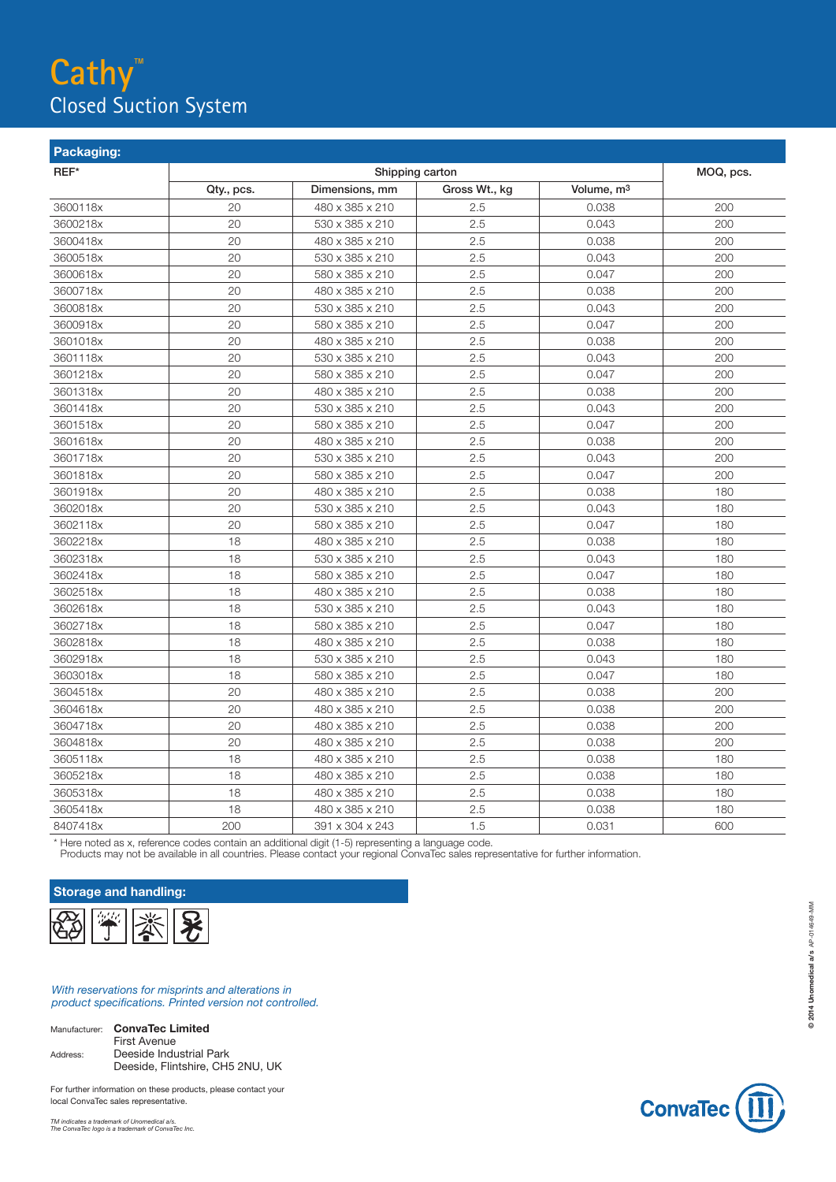# Cathy™
## Closed Suction System

### Packaging:

| REF* | Shipping carton | | | | MOQ, pcs. |
|---|---|---|---|---|---|
| | Qty., pcs. | Dimensions, mm | Gross Wt., kg | Volume, $m^3$ | |
| 3600118x | 20 | 480 x 385 x 210 | 2.5 | 0.038 | 200 |
| 3600218x | 20 | 530 x 385 x 210 | 2.5 | 0.043 | 200 |
| 3600418x | 20 | 480 x 385 x 210 | 2.5 | 0.038 | 200 |
| 3600518x | 20 | 530 x 385 x 210 | 2.5 | 0.043 | 200 |
| 3600618x | 20 | 580 x 385 x 210 | 2.5 | 0.047 | 200 |
| 3600718x | 20 | 480 x 385 x 210 | 2.5 | 0.038 | 200 |
| 3600818x | 20 | 530 x 385 x 210 | 2.5 | 0.043 | 200 |
| 3600918x | 20 | 580 x 385 x 210 | 2.5 | 0.047 | 200 |
| 3601018x | 20 | 480 x 385 x 210 | 2.5 | 0.038 | 200 |
| 3601118x | 20 | 530 x 385 x 210 | 2.5 | 0.043 | 200 |
| 3601218x | 20 | 580 x 385 x 210 | 2.5 | 0.047 | 200 |
| 3601318x | 20 | 480 x 385 x 210 | 2.5 | 0.038 | 200 |
| 3601418x | 20 | 530 x 385 x 210 | 2.5 | 0.043 | 200 |
| 3601518x | 20 | 580 x 385 x 210 | 2.5 | 0.047 | 200 |
| 3601618x | 20 | 480 x 385 x 210 | 2.5 | 0.038 | 200 |
| 3601718x | 20 | 530 x 385 x 210 | 2.5 | 0.043 | 200 |
| 3601818x | 20 | 580 x 385 x 210 | 2.5 | 0.047 | 200 |
| 3601918x | 20 | 480 x 385 x 210 | 2.5 | 0.038 | 180 |
| 3602018x | 20 | 530 x 385 x 210 | 2.5 | 0.043 | 180 |
| 3602118x | 20 | 580 x 385 x 210 | 2.5 | 0.047 | 180 |
| 3602218x | 18 | 480 x 385 x 210 | 2.5 | 0.038 | 180 |
| 3602318x | 18 | 530 x 385 x 210 | 2.5 | 0.043 | 180 |
| 3602418x | 18 | 580 x 385 x 210 | 2.5 | 0.047 | 180 |
| 3602518x | 18 | 480 x 385 x 210 | 2.5 | 0.038 | 180 |
| 3602618x | 18 | 530 x 385 x 210 | 2.5 | 0.043 | 180 |
| 3602718x | 18 | 580 x 385 x 210 | 2.5 | 0.047 | 180 |
| 3602818x | 18 | 480 x 385 x 210 | 2.5 | 0.038 | 180 |
| 3602918x | 18 | 530 x 385 x 210 | 2.5 | 0.043 | 180 |
| 3603018x | 18 | 580 x 385 x 210 | 2.5 | 0.047 | 180 |
| 3604518x | 20 | 480 x 385 x 210 | 2.5 | 0.038 | 200 |
| 3604618x | 20 | 480 x 385 x 210 | 2.5 | 0.038 | 200 |
| 3604718x | 20 | 480 x 385 x 210 | 2.5 | 0.038 | 200 |
| 3604818x | 20 | 480 x 385 x 210 | 2.5 | 0.038 | 200 |
| 3605118x | 18 | 480 x 385 x 210 | 2.5 | 0.038 | 180 |
| 3605218x | 18 | 480 x 385 x 210 | 2.5 | 0.038 | 180 |
| 3605318x | 18 | 480 x 385 x 210 | 2.5 | 0.038 | 180 |
| 3605418x | 18 | 480 x 385 x 210 | 2.5 | 0.038 | 180 |
| 8407418x | 200 | 391 x 304 x 243 | 1.5 | 0.031 | 600 |

* Here noted as x, reference codes contain an additional digit (1-5) representing a language code.
Products may not be available in all countries. Please contact your regional ConvaTec sales representative for further information.

### Storage and handling:

*With reservations for misprints and alterations in product specifications. Printed version not controlled.*

Manufacturer: **ConvaTec Limited**
First Avenue
Address: Deeside Industrial Park
Deeside, Flintshire, CH5 2NU, UK

For further information on these products, please contact your local ConvaTec sales representative.

*TM indicates a trademark of Unomedical a/s.*
*The ConvaTec logo is a trademark of ConvaTec Inc.*

© 2014 Unomedical a/s AP-014649-MM

ConvaTec